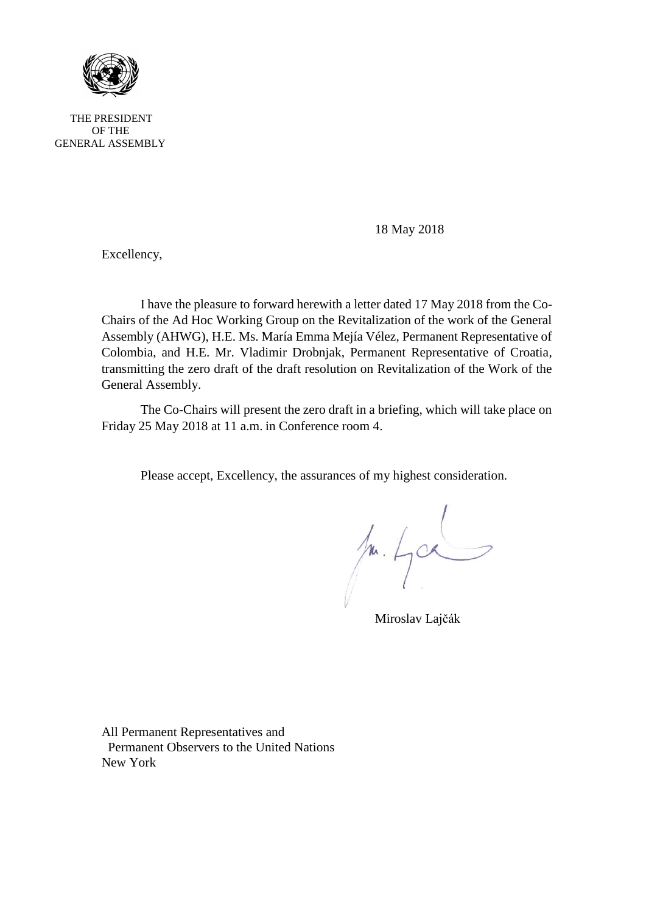THE PRESIDENT
OF THE
GENERAL ASSEMBLY

18 May 2018

Excellency,

I have the pleasure to forward herewith a letter dated 17 May 2018 from the Co-Chairs of the Ad Hoc Working Group on the Revitalization of the work of the General Assembly (AHWG), H.E. Ms. María Emma Mejía Vélez, Permanent Representative of Colombia, and H.E. Mr. Vladimir Drobnjak, Permanent Representative of Croatia, transmitting the zero draft of the draft resolution on Revitalization of the Work of the General Assembly.

The Co-Chairs will present the zero draft in a briefing, which will take place on Friday 25 May 2018 at 11 a.m. in Conference room 4.

Please accept, Excellency, the assurances of my highest consideration.

Miroslav Lajčák

All Permanent Representatives and
Permanent Observers to the United Nations
New York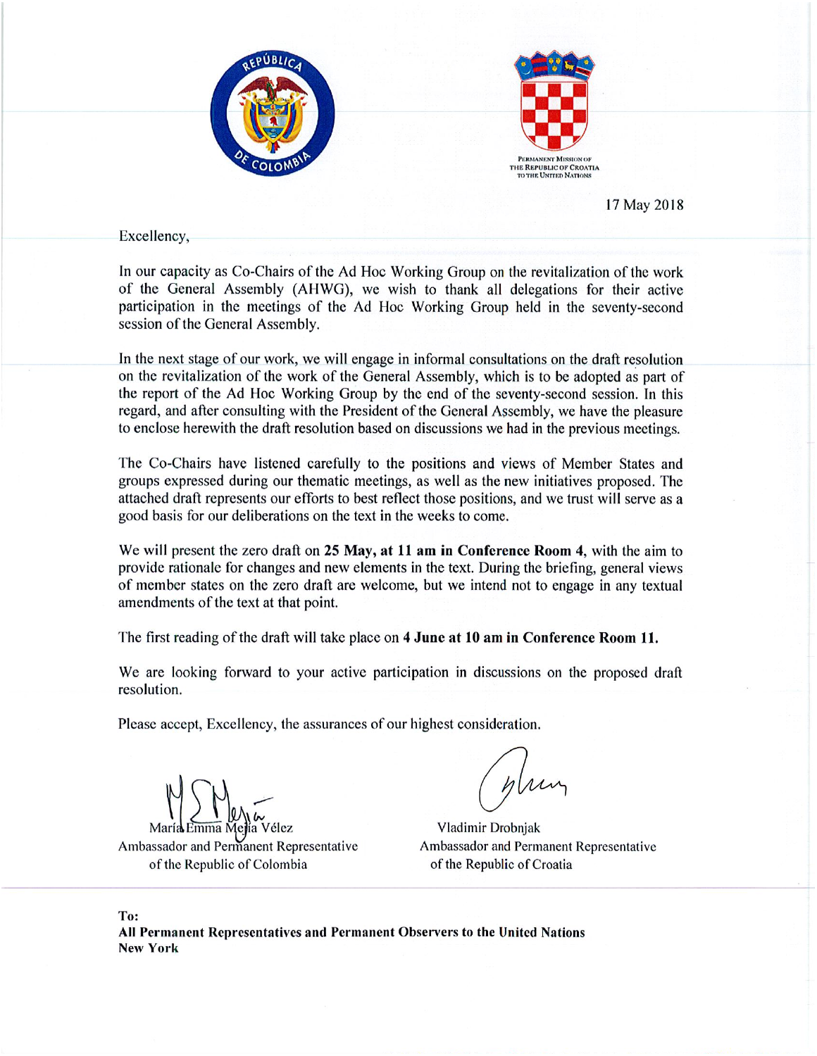PERMANENT MISSION OF THE REPUBLIC OF CROATIA TO THE UNITED NATIONS

17 May 2018

Excellency,

In our capacity as Co-Chairs of the Ad Hoc Working Group on the revitalization of the work of the General Assembly (AHWG), we wish to thank all delegations for their active participation in the meetings of the Ad Hoc Working Group held in the seventy-second session of the General Assembly.

In the next stage of our work, we will engage in informal consultations on the draft resolution on the revitalization of the work of the General Assembly, which is to be adopted as part of the report of the Ad Hoc Working Group by the end of the seventy-second session. In this regard, and after consulting with the President of the General Assembly, we have the pleasure to enclose herewith the draft resolution based on discussions we had in the previous meetings.

The Co-Chairs have listened carefully to the positions and views of Member States and groups expressed during our thematic meetings, as well as the new initiatives proposed. The attached draft represents our efforts to best reflect those positions, and we trust will serve as a good basis for our deliberations on the text in the weeks to come.

We will present the zero draft on **25 May, at 11 am in Conference Room 4**, with the aim to provide rationale for changes and new elements in the text. During the briefing, general views of member states on the zero draft are welcome, but we intend not to engage in any textual amendments of the text at that point.

The first reading of the draft will take place on **4 June at 10 am in Conference Room 11.**

We are looking forward to your active participation in discussions on the proposed draft resolution.

Please accept, Excellency, the assurances of our highest consideration.

María Emma Mejía Vélez
Ambassador and Permanent Representative
of the Republic of Colombia

Vladimir Drobnjak
Ambassador and Permanent Representative
of the Republic of Croatia

**To:**
**All Permanent Representatives and Permanent Observers to the United Nations**
**New York**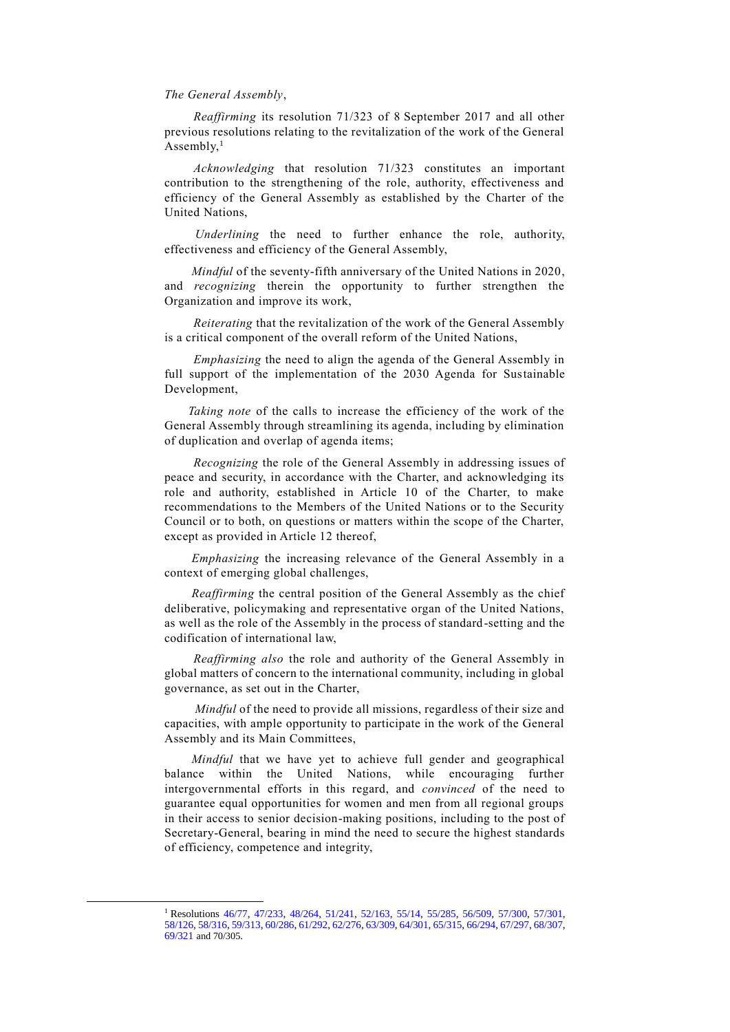*The General Assembly*,

*Reaffirming* its resolution 71/323 of 8 September 2017 and all other previous resolutions relating to the revitalization of the work of the General Assembly,[1]

*Acknowledging* that resolution 71/323 constitutes an important contribution to the strengthening of the role, authority, effectiveness and efficiency of the General Assembly as established by the Charter of the United Nations,

*Underlining* the need to further enhance the role, authority, effectiveness and efficiency of the General Assembly,

*Mindful* of the seventy-fifth anniversary of the United Nations in 2020, and *recognizing* therein the opportunity to further strengthen the Organization and improve its work,

*Reiterating* that the revitalization of the work of the General Assembly is a critical component of the overall reform of the United Nations,

*Emphasizing* the need to align the agenda of the General Assembly in full support of the implementation of the 2030 Agenda for Sustainable Development,

*Taking note* of the calls to increase the efficiency of the work of the General Assembly through streamlining its agenda, including by elimination of duplication and overlap of agenda items;

*Recognizing* the role of the General Assembly in addressing issues of peace and security, in accordance with the Charter, and acknowledging its role and authority, established in Article 10 of the Charter, to make recommendations to the Members of the United Nations or to the Security Council or to both, on questions or matters within the scope of the Charter, except as provided in Article 12 thereof,

*Emphasizing* the increasing relevance of the General Assembly in a context of emerging global challenges,

*Reaffirming* the central position of the General Assembly as the chief deliberative, policymaking and representative organ of the United Nations, as well as the role of the Assembly in the process of standard-setting and the codification of international law,

*Reaffirming also* the role and authority of the General Assembly in global matters of concern to the international community, including in global governance, as set out in the Charter,

*Mindful* of the need to provide all missions, regardless of their size and capacities, with ample opportunity to participate in the work of the General Assembly and its Main Committees,

*Mindful* that we have yet to achieve full gender and geographical balance within the United Nations, while encouraging further intergovernmental efforts in this regard, and *convinced* of the need to guarantee equal opportunities for women and men from all regional groups in their access to senior decision-making positions, including to the post of Secretary-General, bearing in mind the need to secure the highest standards of efficiency, competence and integrity,

---

[1] Resolutions 46/77, 47/233, 48/264, 51/241, 52/163, 55/14, 55/285, 56/509, 57/300, 57/301, 58/126, 58/316, 59/313, 60/286, 61/292, 62/276, 63/309, 64/301, 65/315, 66/294, 67/297, 68/307, 69/321 and 70/305.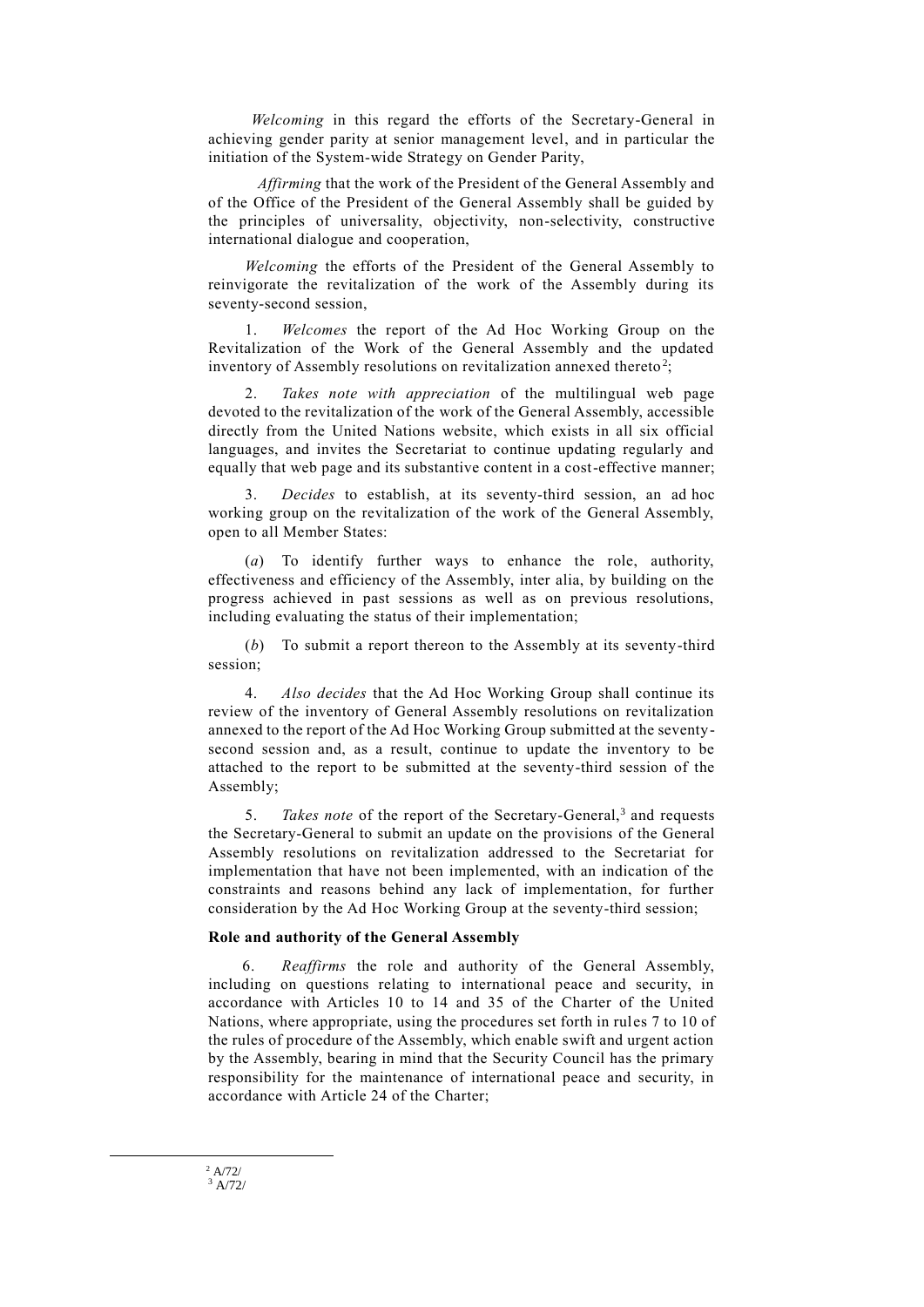*Welcoming* in this regard the efforts of the Secretary-General in achieving gender parity at senior management level, and in particular the initiation of the System-wide Strategy on Gender Parity,

*Affirming* that the work of the President of the General Assembly and of the Office of the President of the General Assembly shall be guided by the principles of universality, objectivity, non-selectivity, constructive international dialogue and cooperation,

*Welcoming* the efforts of the President of the General Assembly to reinvigorate the revitalization of the work of the Assembly during its seventy-second session,

1. *Welcomes* the report of the Ad Hoc Working Group on the Revitalization of the Work of the General Assembly and the updated inventory of Assembly resolutions on revitalization annexed thereto[2];

2. *Takes note with appreciation* of the multilingual web page devoted to the revitalization of the work of the General Assembly, accessible directly from the United Nations website, which exists in all six official languages, and invites the Secretariat to continue updating regularly and equally that web page and its substantive content in a cost-effective manner;

3. *Decides* to establish, at its seventy-third session, an ad hoc working group on the revitalization of the work of the General Assembly, open to all Member States:

(*a*) To identify further ways to enhance the role, authority, effectiveness and efficiency of the Assembly, inter alia, by building on the progress achieved in past sessions as well as on previous resolutions, including evaluating the status of their implementation;

(*b*) To submit a report thereon to the Assembly at its seventy-third session;

4. *Also decides* that the Ad Hoc Working Group shall continue its review of the inventory of General Assembly resolutions on revitalization annexed to the report of the Ad Hoc Working Group submitted at the seventy-second session and, as a result, continue to update the inventory to be attached to the report to be submitted at the seventy-third session of the Assembly;

5. *Takes note* of the report of the Secretary-General,[3] and requests the Secretary-General to submit an update on the provisions of the General Assembly resolutions on revitalization addressed to the Secretariat for implementation that have not been implemented, with an indication of the constraints and reasons behind any lack of implementation, for further consideration by the Ad Hoc Working Group at the seventy-third session;

**Role and authority of the General Assembly**

6. *Reaffirms* the role and authority of the General Assembly, including on questions relating to international peace and security, in accordance with Articles 10 to 14 and 35 of the Charter of the United Nations, where appropriate, using the procedures set forth in rules 7 to 10 of the rules of procedure of the Assembly, which enable swift and urgent action by the Assembly, bearing in mind that the Security Council has the primary responsibility for the maintenance of international peace and security, in accordance with Article 24 of the Charter;

---

[2] A/72/

[3] A/72/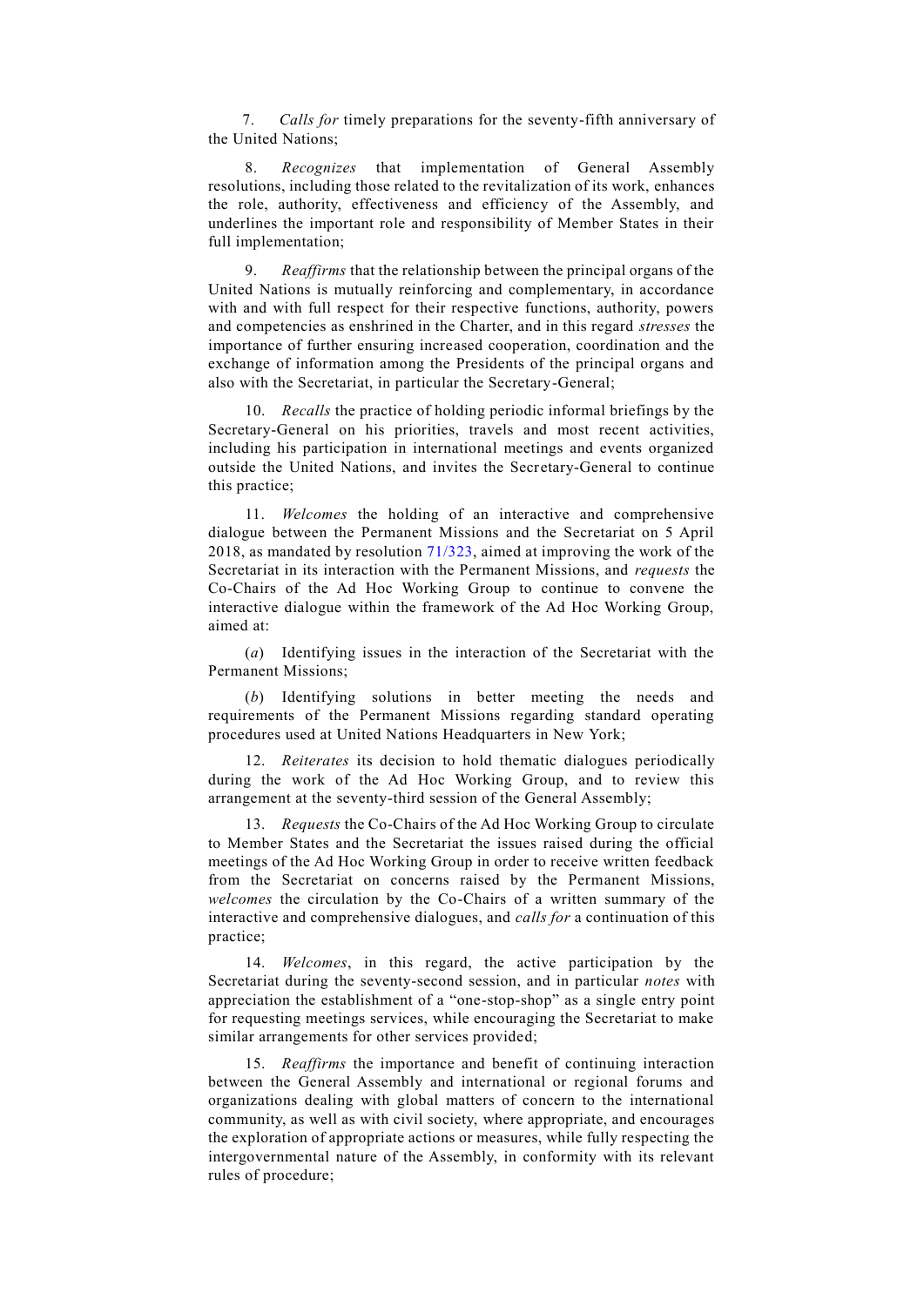7. *Calls for* timely preparations for the seventy-fifth anniversary of the United Nations;

8. *Recognizes* that implementation of General Assembly resolutions, including those related to the revitalization of its work, enhances the role, authority, effectiveness and efficiency of the Assembly, and underlines the important role and responsibility of Member States in their full implementation;

9. *Reaffirms* that the relationship between the principal organs of the United Nations is mutually reinforcing and complementary, in accordance with and with full respect for their respective functions, authority, powers and competencies as enshrined in the Charter, and in this regard *stresses* the importance of further ensuring increased cooperation, coordination and the exchange of information among the Presidents of the principal organs and also with the Secretariat, in particular the Secretary-General;

10. *Recalls* the practice of holding periodic informal briefings by the Secretary-General on his priorities, travels and most recent activities, including his participation in international meetings and events organized outside the United Nations, and invites the Secretary-General to continue this practice;

11. *Welcomes* the holding of an interactive and comprehensive dialogue between the Permanent Missions and the Secretariat on 5 April 2018, as mandated by resolution 71/323, aimed at improving the work of the Secretariat in its interaction with the Permanent Missions, and *requests* the Co-Chairs of the Ad Hoc Working Group to continue to convene the interactive dialogue within the framework of the Ad Hoc Working Group, aimed at:

(*a*) Identifying issues in the interaction of the Secretariat with the Permanent Missions;

(*b*) Identifying solutions in better meeting the needs and requirements of the Permanent Missions regarding standard operating procedures used at United Nations Headquarters in New York;

12. *Reiterates* its decision to hold thematic dialogues periodically during the work of the Ad Hoc Working Group, and to review this arrangement at the seventy-third session of the General Assembly;

13. *Requests* the Co-Chairs of the Ad Hoc Working Group to circulate to Member States and the Secretariat the issues raised during the official meetings of the Ad Hoc Working Group in order to receive written feedback from the Secretariat on concerns raised by the Permanent Missions, *welcomes* the circulation by the Co-Chairs of a written summary of the interactive and comprehensive dialogues, and *calls for* a continuation of this practice;

14. *Welcomes*, in this regard, the active participation by the Secretariat during the seventy-second session, and in particular *notes* with appreciation the establishment of a "one-stop-shop" as a single entry point for requesting meetings services, while encouraging the Secretariat to make similar arrangements for other services provided;

15. *Reaffirms* the importance and benefit of continuing interaction between the General Assembly and international or regional forums and organizations dealing with global matters of concern to the international community, as well as with civil society, where appropriate, and encourages the exploration of appropriate actions or measures, while fully respecting the intergovernmental nature of the Assembly, in conformity with its relevant rules of procedure;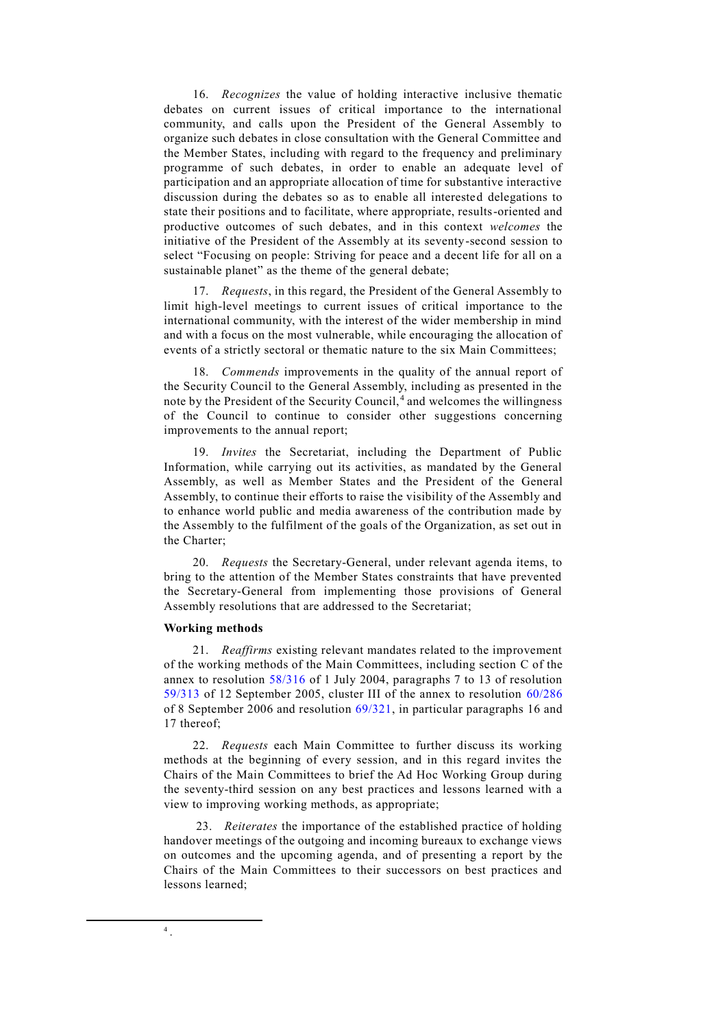16. *Recognizes* the value of holding interactive inclusive thematic debates on current issues of critical importance to the international community, and calls upon the President of the General Assembly to organize such debates in close consultation with the General Committee and the Member States, including with regard to the frequency and preliminary programme of such debates, in order to enable an adequate level of participation and an appropriate allocation of time for substantive interactive discussion during the debates so as to enable all interested delegations to state their positions and to facilitate, where appropriate, results-oriented and productive outcomes of such debates, and in this context *welcomes* the initiative of the President of the Assembly at its seventy-second session to select "Focusing on people: Striving for peace and a decent life for all on a sustainable planet" as the theme of the general debate;

17. *Requests*, in this regard, the President of the General Assembly to limit high-level meetings to current issues of critical importance to the international community, with the interest of the wider membership in mind and with a focus on the most vulnerable, while encouraging the allocation of events of a strictly sectoral or thematic nature to the six Main Committees;

18. *Commends* improvements in the quality of the annual report of the Security Council to the General Assembly, including as presented in the note by the President of the Security Council,[4] and welcomes the willingness of the Council to continue to consider other suggestions concerning improvements to the annual report;

19. *Invites* the Secretariat, including the Department of Public Information, while carrying out its activities, as mandated by the General Assembly, as well as Member States and the President of the General Assembly, to continue their efforts to raise the visibility of the Assembly and to enhance world public and media awareness of the contribution made by the Assembly to the fulfilment of the goals of the Organization, as set out in the Charter;

20. *Requests* the Secretary-General, under relevant agenda items, to bring to the attention of the Member States constraints that have prevented the Secretary-General from implementing those provisions of General Assembly resolutions that are addressed to the Secretariat;

**Working methods**

21. *Reaffirms* existing relevant mandates related to the improvement of the working methods of the Main Committees, including section C of the annex to resolution 58/316 of 1 July 2004, paragraphs 7 to 13 of resolution 59/313 of 12 September 2005, cluster III of the annex to resolution 60/286 of 8 September 2006 and resolution 69/321, in particular paragraphs 16 and 17 thereof;

22. *Requests* each Main Committee to further discuss its working methods at the beginning of every session, and in this regard invites the Chairs of the Main Committees to brief the Ad Hoc Working Group during the seventy-third session on any best practices and lessons learned with a view to improving working methods, as appropriate;

23. *Reiterates* the importance of the established practice of holding handover meetings of the outgoing and incoming bureaux to exchange views on outcomes and the upcoming agenda, and of presenting a report by the Chairs of the Main Committees to their successors on best practices and lessons learned;

[4] .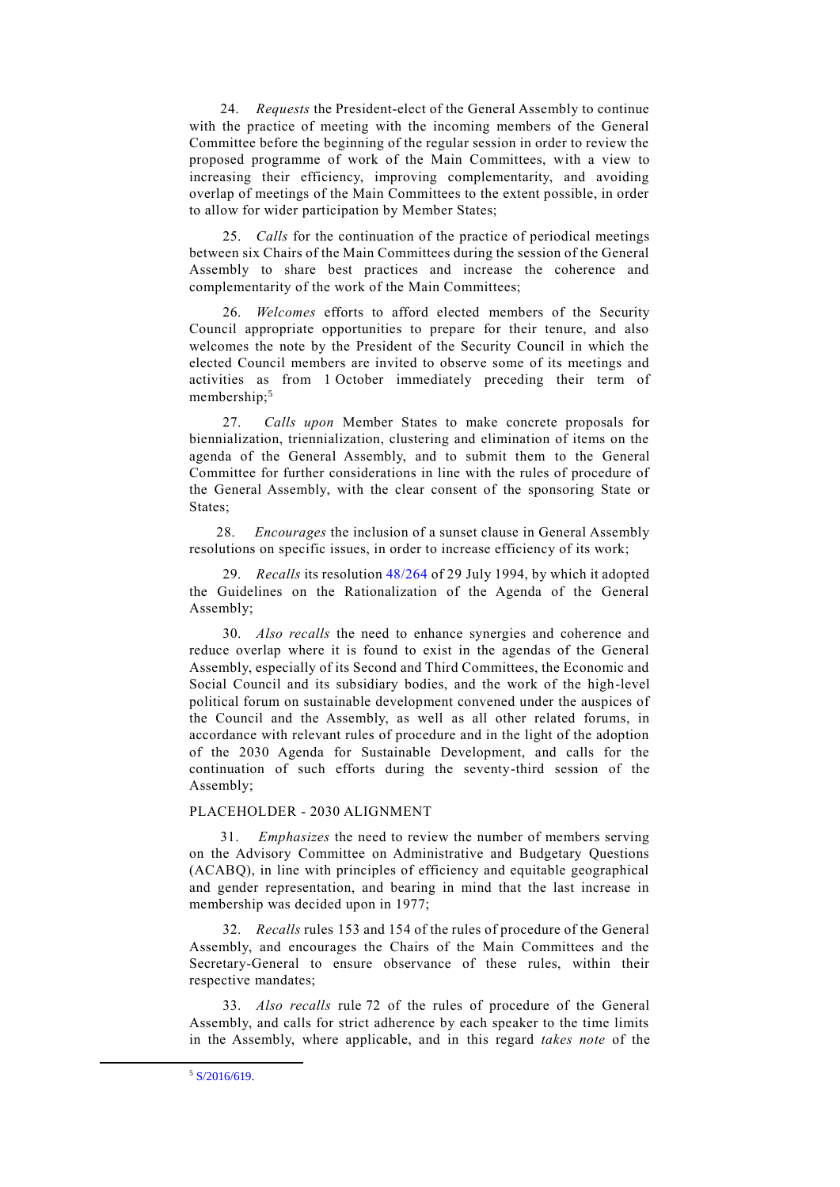24. *Requests* the President-elect of the General Assembly to continue with the practice of meeting with the incoming members of the General Committee before the beginning of the regular session in order to review the proposed programme of work of the Main Committees, with a view to increasing their efficiency, improving complementarity, and avoiding overlap of meetings of the Main Committees to the extent possible, in order to allow for wider participation by Member States;

25. *Calls* for the continuation of the practice of periodical meetings between six Chairs of the Main Committees during the session of the General Assembly to share best practices and increase the coherence and complementarity of the work of the Main Committees;

26. *Welcomes* efforts to afford elected members of the Security Council appropriate opportunities to prepare for their tenure, and also welcomes the note by the President of the Security Council in which the elected Council members are invited to observe some of its meetings and activities as from 1 October immediately preceding their term of membership;[5]

27. *Calls upon* Member States to make concrete proposals for biennialization, triennialization, clustering and elimination of items on the agenda of the General Assembly, and to submit them to the General Committee for further considerations in line with the rules of procedure of the General Assembly, with the clear consent of the sponsoring State or States;

28. *Encourages* the inclusion of a sunset clause in General Assembly resolutions on specific issues, in order to increase efficiency of its work;

29. *Recalls* its resolution 48/264 of 29 July 1994, by which it adopted the Guidelines on the Rationalization of the Agenda of the General Assembly;

30. *Also recalls* the need to enhance synergies and coherence and reduce overlap where it is found to exist in the agendas of the General Assembly, especially of its Second and Third Committees, the Economic and Social Council and its subsidiary bodies, and the work of the high-level political forum on sustainable development convened under the auspices of the Council and the Assembly, as well as all other related forums, in accordance with relevant rules of procedure and in the light of the adoption of the 2030 Agenda for Sustainable Development, and calls for the continuation of such efforts during the seventy-third session of the Assembly;

PLACEHOLDER - 2030 ALIGNMENT

31. *Emphasizes* the need to review the number of members serving on the Advisory Committee on Administrative and Budgetary Questions (ACABQ), in line with principles of efficiency and equitable geographical and gender representation, and bearing in mind that the last increase in membership was decided upon in 1977;

32. *Recalls* rules 153 and 154 of the rules of procedure of the General Assembly, and encourages the Chairs of the Main Committees and the Secretary-General to ensure observance of these rules, within their respective mandates;

33. *Also recalls* rule 72 of the rules of procedure of the General Assembly, and calls for strict adherence by each speaker to the time limits in the Assembly, where applicable, and in this regard *takes note* of the

[5] S/2016/619.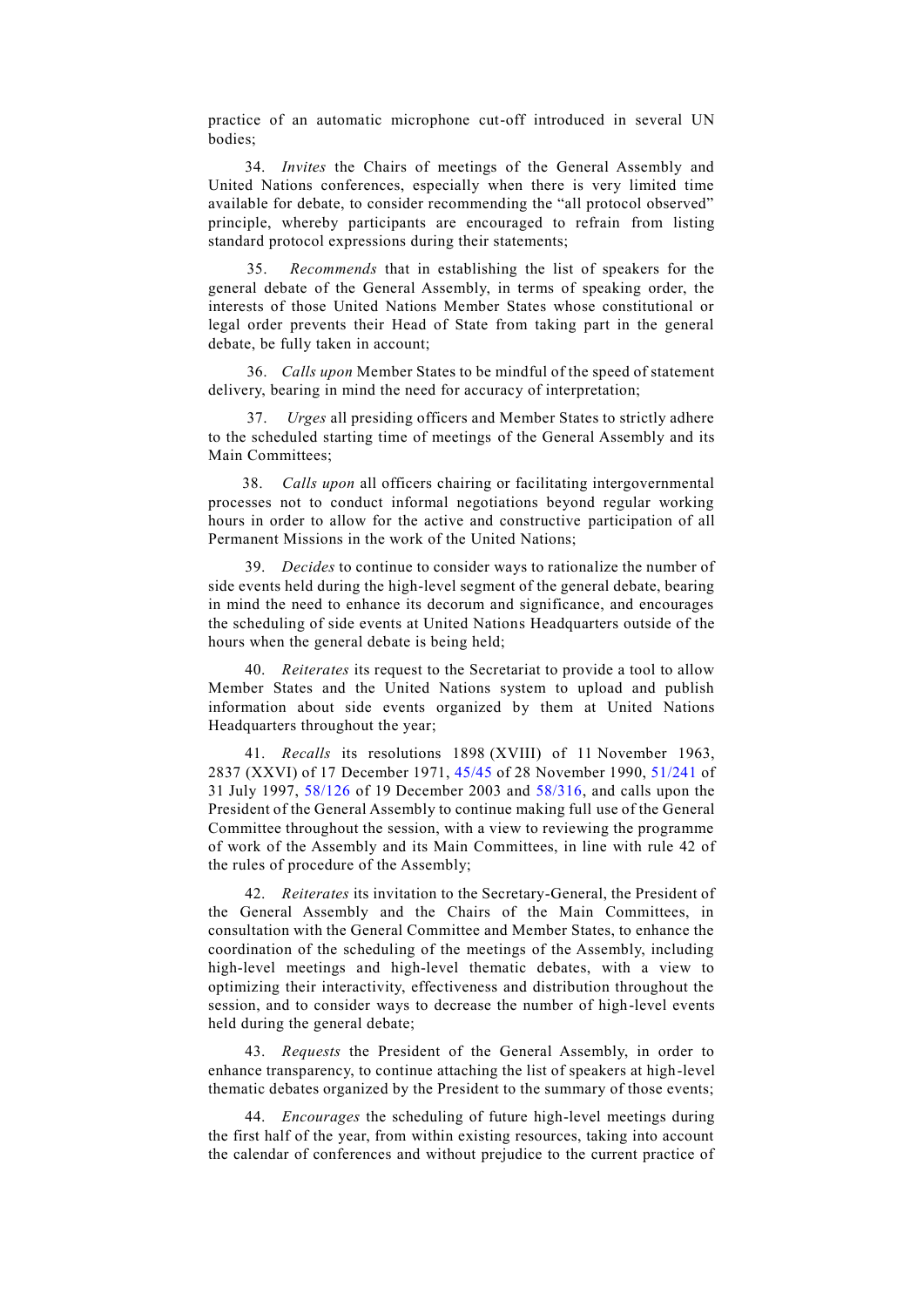practice of an automatic microphone cut-off introduced in several UN bodies;

34. *Invites* the Chairs of meetings of the General Assembly and United Nations conferences, especially when there is very limited time available for debate, to consider recommending the "all protocol observed" principle, whereby participants are encouraged to refrain from listing standard protocol expressions during their statements;

35. *Recommends* that in establishing the list of speakers for the general debate of the General Assembly, in terms of speaking order, the interests of those United Nations Member States whose constitutional or legal order prevents their Head of State from taking part in the general debate, be fully taken in account;

36. *Calls upon* Member States to be mindful of the speed of statement delivery, bearing in mind the need for accuracy of interpretation;

37. *Urges* all presiding officers and Member States to strictly adhere to the scheduled starting time of meetings of the General Assembly and its Main Committees;

38. *Calls upon* all officers chairing or facilitating intergovernmental processes not to conduct informal negotiations beyond regular working hours in order to allow for the active and constructive participation of all Permanent Missions in the work of the United Nations;

39. *Decides* to continue to consider ways to rationalize the number of side events held during the high-level segment of the general debate, bearing in mind the need to enhance its decorum and significance, and encourages the scheduling of side events at United Nations Headquarters outside of the hours when the general debate is being held;

40. *Reiterates* its request to the Secretariat to provide a tool to allow Member States and the United Nations system to upload and publish information about side events organized by them at United Nations Headquarters throughout the year;

41. *Recalls* its resolutions 1898 (XVIII) of 11 November 1963, 2837 (XXVI) of 17 December 1971, 45/45 of 28 November 1990, 51/241 of 31 July 1997, 58/126 of 19 December 2003 and 58/316, and calls upon the President of the General Assembly to continue making full use of the General Committee throughout the session, with a view to reviewing the programme of work of the Assembly and its Main Committees, in line with rule 42 of the rules of procedure of the Assembly;

42. *Reiterates* its invitation to the Secretary-General, the President of the General Assembly and the Chairs of the Main Committees, in consultation with the General Committee and Member States, to enhance the coordination of the scheduling of the meetings of the Assembly, including high-level meetings and high-level thematic debates, with a view to optimizing their interactivity, effectiveness and distribution throughout the session, and to consider ways to decrease the number of high-level events held during the general debate;

43. *Requests* the President of the General Assembly, in order to enhance transparency, to continue attaching the list of speakers at high-level thematic debates organized by the President to the summary of those events;

44. *Encourages* the scheduling of future high-level meetings during the first half of the year, from within existing resources, taking into account the calendar of conferences and without prejudice to the current practice of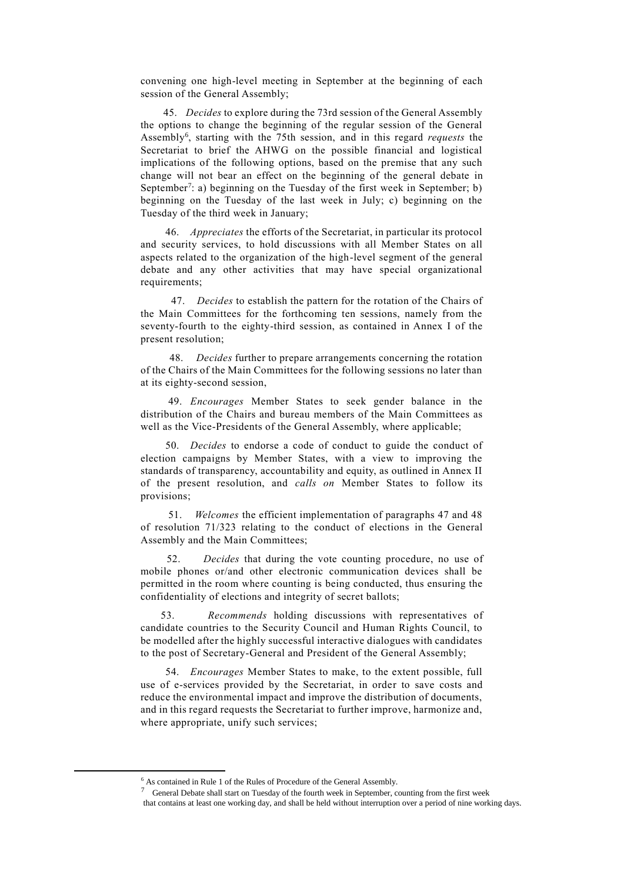convening one high-level meeting in September at the beginning of each session of the General Assembly;

45. *Decides* to explore during the 73rd session of the General Assembly the options to change the beginning of the regular session of the General Assembly[6], starting with the 75th session, and in this regard *requests* the Secretariat to brief the AHWG on the possible financial and logistical implications of the following options, based on the premise that any such change will not bear an effect on the beginning of the general debate in September[7]: a) beginning on the Tuesday of the first week in September; b) beginning on the Tuesday of the last week in July; c) beginning on the Tuesday of the third week in January;

46. *Appreciates* the efforts of the Secretariat, in particular its protocol and security services, to hold discussions with all Member States on all aspects related to the organization of the high-level segment of the general debate and any other activities that may have special organizational requirements;

47. *Decides* to establish the pattern for the rotation of the Chairs of the Main Committees for the forthcoming ten sessions, namely from the seventy-fourth to the eighty-third session, as contained in Annex I of the present resolution;

48. *Decides* further to prepare arrangements concerning the rotation of the Chairs of the Main Committees for the following sessions no later than at its eighty-second session,

49. *Encourages* Member States to seek gender balance in the distribution of the Chairs and bureau members of the Main Committees as well as the Vice-Presidents of the General Assembly, where applicable;

50. *Decides* to endorse a code of conduct to guide the conduct of election campaigns by Member States, with a view to improving the standards of transparency, accountability and equity, as outlined in Annex II of the present resolution, and *calls on* Member States to follow its provisions;

51. *Welcomes* the efficient implementation of paragraphs 47 and 48 of resolution 71/323 relating to the conduct of elections in the General Assembly and the Main Committees;

52. *Decides* that during the vote counting procedure, no use of mobile phones or/and other electronic communication devices shall be permitted in the room where counting is being conducted, thus ensuring the confidentiality of elections and integrity of secret ballots;

53. *Recommends* holding discussions with representatives of candidate countries to the Security Council and Human Rights Council, to be modelled after the highly successful interactive dialogues with candidates to the post of Secretary-General and President of the General Assembly;

54. *Encourages* Member States to make, to the extent possible, full use of e-services provided by the Secretariat, in order to save costs and reduce the environmental impact and improve the distribution of documents, and in this regard requests the Secretariat to further improve, harmonize and, where appropriate, unify such services;

---

[6] As contained in Rule 1 of the Rules of Procedure of the General Assembly.

[7] General Debate shall start on Tuesday of the fourth week in September, counting from the first week that contains at least one working day, and shall be held without interruption over a period of nine working days.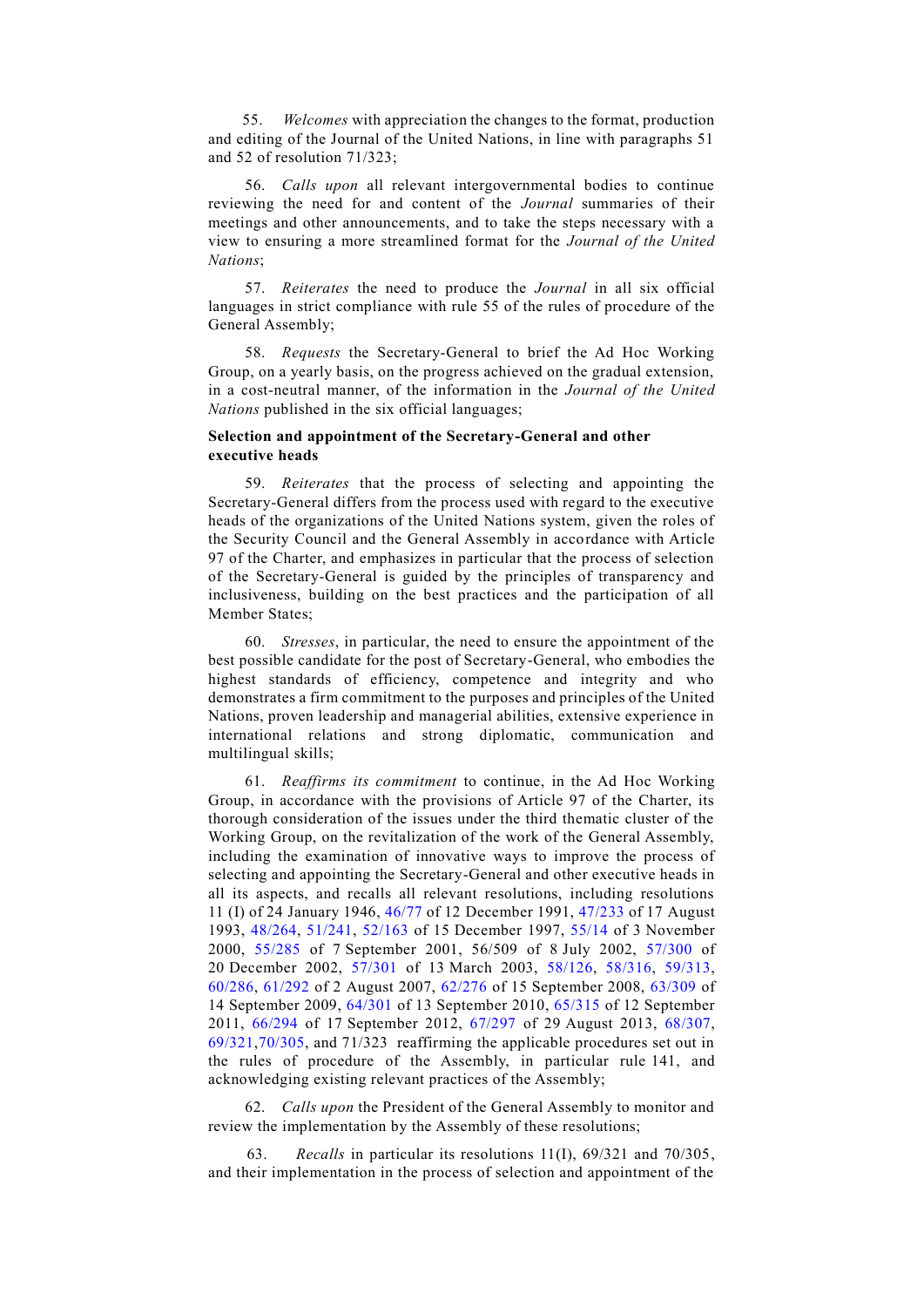55. *Welcomes* with appreciation the changes to the format, production and editing of the Journal of the United Nations, in line with paragraphs 51 and 52 of resolution 71/323;

56. *Calls upon* all relevant intergovernmental bodies to continue reviewing the need for and content of the *Journal* summaries of their meetings and other announcements, and to take the steps necessary with a view to ensuring a more streamlined format for the *Journal of the United Nations*;

57. *Reiterates* the need to produce the *Journal* in all six official languages in strict compliance with rule 55 of the rules of procedure of the General Assembly;

58. *Requests* the Secretary-General to brief the Ad Hoc Working Group, on a yearly basis, on the progress achieved on the gradual extension, in a cost-neutral manner, of the information in the *Journal of the United Nations* published in the six official languages;

**Selection and appointment of the Secretary-General and other executive heads**

59. *Reiterates* that the process of selecting and appointing the Secretary-General differs from the process used with regard to the executive heads of the organizations of the United Nations system, given the roles of the Security Council and the General Assembly in accordance with Article 97 of the Charter, and emphasizes in particular that the process of selection of the Secretary-General is guided by the principles of transparency and inclusiveness, building on the best practices and the participation of all Member States;

60. *Stresses*, in particular, the need to ensure the appointment of the best possible candidate for the post of Secretary-General, who embodies the highest standards of efficiency, competence and integrity and who demonstrates a firm commitment to the purposes and principles of the United Nations, proven leadership and managerial abilities, extensive experience in international relations and strong diplomatic, communication and multilingual skills;

61. *Reaffirms its commitment* to continue, in the Ad Hoc Working Group, in accordance with the provisions of Article 97 of the Charter, its thorough consideration of the issues under the third thematic cluster of the Working Group, on the revitalization of the work of the General Assembly, including the examination of innovative ways to improve the process of selecting and appointing the Secretary-General and other executive heads in all its aspects, and recalls all relevant resolutions, including resolutions 11 (I) of 24 January 1946, 46/77 of 12 December 1991, 47/233 of 17 August 1993, 48/264, 51/241, 52/163 of 15 December 1997, 55/14 of 3 November 2000, 55/285 of 7 September 2001, 56/509 of 8 July 2002, 57/300 of 20 December 2002, 57/301 of 13 March 2003, 58/126, 58/316, 59/313, 60/286, 61/292 of 2 August 2007, 62/276 of 15 September 2008, 63/309 of 14 September 2009, 64/301 of 13 September 2010, 65/315 of 12 September 2011, 66/294 of 17 September 2012, 67/297 of 29 August 2013, 68/307, 69/321,70/305, and 71/323 reaffirming the applicable procedures set out in the rules of procedure of the Assembly, in particular rule 141, and acknowledging existing relevant practices of the Assembly;

62. *Calls upon* the President of the General Assembly to monitor and review the implementation by the Assembly of these resolutions;

63. *Recalls* in particular its resolutions 11(I), 69/321 and 70/305, and their implementation in the process of selection and appointment of the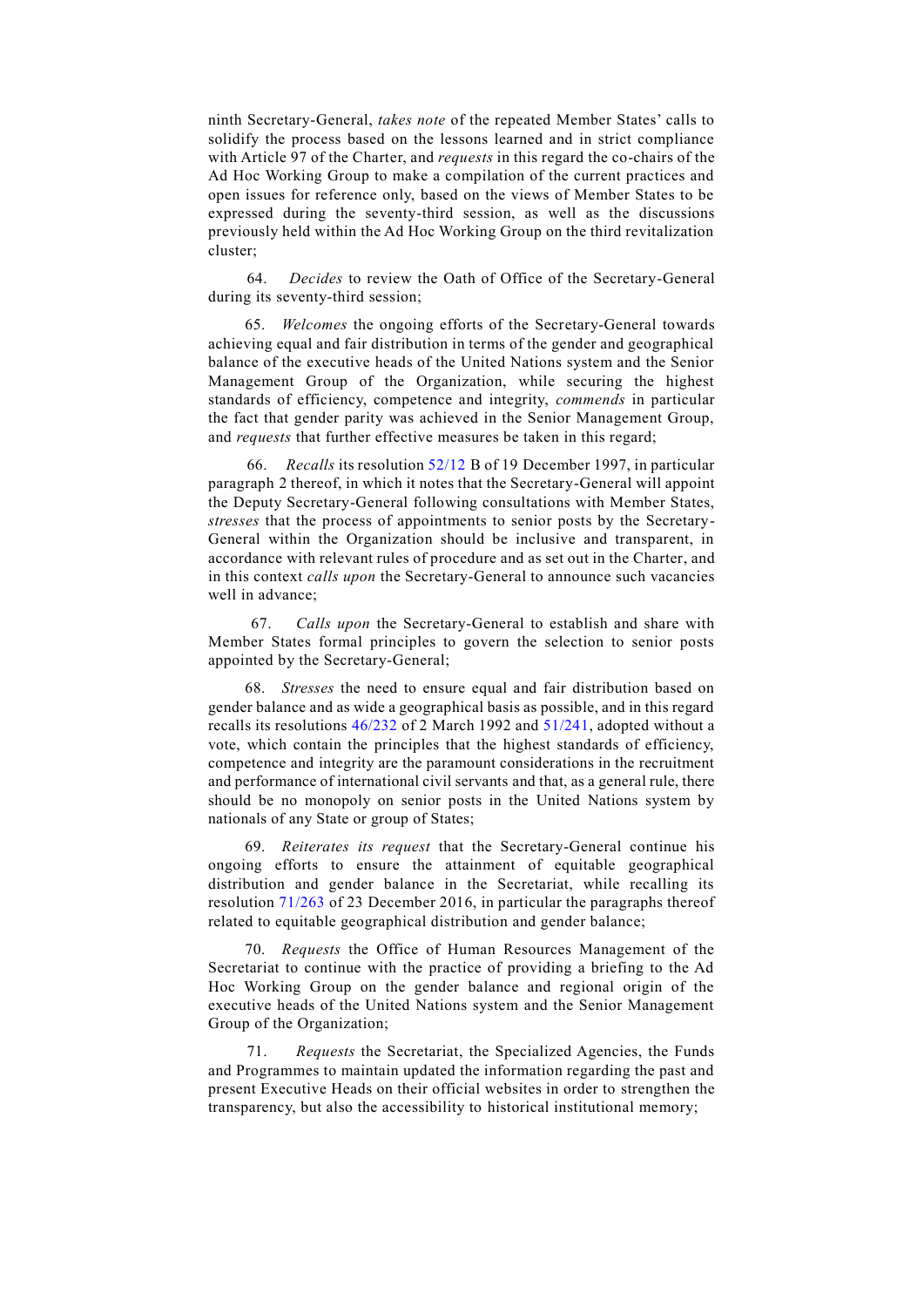ninth Secretary-General, *takes note* of the repeated Member States' calls to solidify the process based on the lessons learned and in strict compliance with Article 97 of the Charter, and *requests* in this regard the co-chairs of the Ad Hoc Working Group to make a compilation of the current practices and open issues for reference only, based on the views of Member States to be expressed during the seventy-third session, as well as the discussions previously held within the Ad Hoc Working Group on the third revitalization cluster;

64. *Decides* to review the Oath of Office of the Secretary-General during its seventy-third session;

65. *Welcomes* the ongoing efforts of the Secretary-General towards achieving equal and fair distribution in terms of the gender and geographical balance of the executive heads of the United Nations system and the Senior Management Group of the Organization, while securing the highest standards of efficiency, competence and integrity, *commends* in particular the fact that gender parity was achieved in the Senior Management Group, and *requests* that further effective measures be taken in this regard;

66. *Recalls* its resolution 52/12 B of 19 December 1997, in particular paragraph 2 thereof, in which it notes that the Secretary-General will appoint the Deputy Secretary-General following consultations with Member States, *stresses* that the process of appointments to senior posts by the Secretary-General within the Organization should be inclusive and transparent, in accordance with relevant rules of procedure and as set out in the Charter, and in this context *calls upon* the Secretary-General to announce such vacancies well in advance;

67. *Calls upon* the Secretary-General to establish and share with Member States formal principles to govern the selection to senior posts appointed by the Secretary-General;

68. *Stresses* the need to ensure equal and fair distribution based on gender balance and as wide a geographical basis as possible, and in this regard recalls its resolutions 46/232 of 2 March 1992 and 51/241, adopted without a vote, which contain the principles that the highest standards of efficiency, competence and integrity are the paramount considerations in the recruitment and performance of international civil servants and that, as a general rule, there should be no monopoly on senior posts in the United Nations system by nationals of any State or group of States;

69. *Reiterates its request* that the Secretary-General continue his ongoing efforts to ensure the attainment of equitable geographical distribution and gender balance in the Secretariat, while recalling its resolution 71/263 of 23 December 2016, in particular the paragraphs thereof related to equitable geographical distribution and gender balance;

70. *Requests* the Office of Human Resources Management of the Secretariat to continue with the practice of providing a briefing to the Ad Hoc Working Group on the gender balance and regional origin of the executive heads of the United Nations system and the Senior Management Group of the Organization;

71. *Requests* the Secretariat, the Specialized Agencies, the Funds and Programmes to maintain updated the information regarding the past and present Executive Heads on their official websites in order to strengthen the transparency, but also the accessibility to historical institutional memory;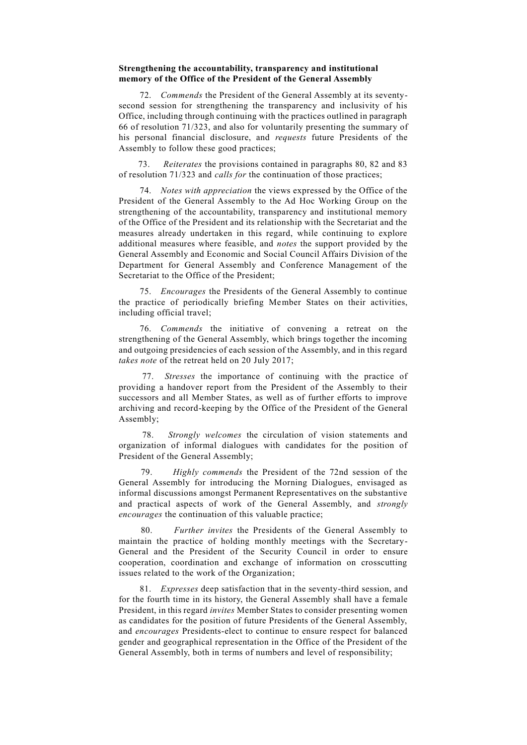**Strengthening the accountability, transparency and institutional memory of the Office of the President of the General Assembly**

72. *Commends* the President of the General Assembly at its seventy-second session for strengthening the transparency and inclusivity of his Office, including through continuing with the practices outlined in paragraph 66 of resolution 71/323, and also for voluntarily presenting the summary of his personal financial disclosure, and *requests* future Presidents of the Assembly to follow these good practices;

73. *Reiterates* the provisions contained in paragraphs 80, 82 and 83 of resolution 71/323 and *calls for* the continuation of those practices;

74. *Notes with appreciation* the views expressed by the Office of the President of the General Assembly to the Ad Hoc Working Group on the strengthening of the accountability, transparency and institutional memory of the Office of the President and its relationship with the Secretariat and the measures already undertaken in this regard, while continuing to explore additional measures where feasible, and *notes* the support provided by the General Assembly and Economic and Social Council Affairs Division of the Department for General Assembly and Conference Management of the Secretariat to the Office of the President;

75. *Encourages* the Presidents of the General Assembly to continue the practice of periodically briefing Member States on their activities, including official travel;

76. *Commends* the initiative of convening a retreat on the strengthening of the General Assembly, which brings together the incoming and outgoing presidencies of each session of the Assembly, and in this regard *takes note* of the retreat held on 20 July 2017;

77. *Stresses* the importance of continuing with the practice of providing a handover report from the President of the Assembly to their successors and all Member States, as well as of further efforts to improve archiving and record-keeping by the Office of the President of the General Assembly;

78. *Strongly welcomes* the circulation of vision statements and organization of informal dialogues with candidates for the position of President of the General Assembly;

79. *Highly commends* the President of the 72nd session of the General Assembly for introducing the Morning Dialogues, envisaged as informal discussions amongst Permanent Representatives on the substantive and practical aspects of work of the General Assembly, and *strongly encourages* the continuation of this valuable practice;

80. *Further invites* the Presidents of the General Assembly to maintain the practice of holding monthly meetings with the Secretary-General and the President of the Security Council in order to ensure cooperation, coordination and exchange of information on crosscutting issues related to the work of the Organization;

81. *Expresses* deep satisfaction that in the seventy-third session, and for the fourth time in its history, the General Assembly shall have a female President, in this regard *invites* Member States to consider presenting women as candidates for the position of future Presidents of the General Assembly, and *encourages* Presidents-elect to continue to ensure respect for balanced gender and geographical representation in the Office of the President of the General Assembly, both in terms of numbers and level of responsibility;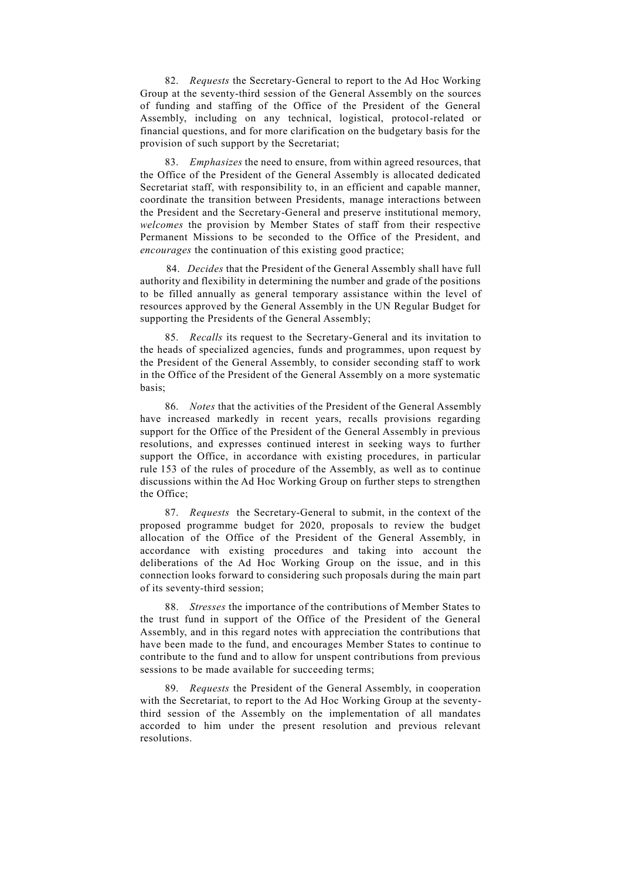82. *Requests* the Secretary-General to report to the Ad Hoc Working Group at the seventy-third session of the General Assembly on the sources of funding and staffing of the Office of the President of the General Assembly, including on any technical, logistical, protocol-related or financial questions, and for more clarification on the budgetary basis for the provision of such support by the Secretariat;

83. *Emphasizes* the need to ensure, from within agreed resources, that the Office of the President of the General Assembly is allocated dedicated Secretariat staff, with responsibility to, in an efficient and capable manner, coordinate the transition between Presidents, manage interactions between the President and the Secretary-General and preserve institutional memory, *welcomes* the provision by Member States of staff from their respective Permanent Missions to be seconded to the Office of the President, and *encourages* the continuation of this existing good practice;

84. *Decides* that the President of the General Assembly shall have full authority and flexibility in determining the number and grade of the positions to be filled annually as general temporary assistance within the level of resources approved by the General Assembly in the UN Regular Budget for supporting the Presidents of the General Assembly;

85. *Recalls* its request to the Secretary-General and its invitation to the heads of specialized agencies, funds and programmes, upon request by the President of the General Assembly, to consider seconding staff to work in the Office of the President of the General Assembly on a more systematic basis;

86. *Notes* that the activities of the President of the General Assembly have increased markedly in recent years, recalls provisions regarding support for the Office of the President of the General Assembly in previous resolutions, and expresses continued interest in seeking ways to further support the Office, in accordance with existing procedures, in particular rule 153 of the rules of procedure of the Assembly, as well as to continue discussions within the Ad Hoc Working Group on further steps to strengthen the Office;

87. *Requests* the Secretary-General to submit, in the context of the proposed programme budget for 2020, proposals to review the budget allocation of the Office of the President of the General Assembly, in accordance with existing procedures and taking into account the deliberations of the Ad Hoc Working Group on the issue, and in this connection looks forward to considering such proposals during the main part of its seventy-third session;

88. *Stresses* the importance of the contributions of Member States to the trust fund in support of the Office of the President of the General Assembly, and in this regard notes with appreciation the contributions that have been made to the fund, and encourages Member States to continue to contribute to the fund and to allow for unspent contributions from previous sessions to be made available for succeeding terms;

89. *Requests* the President of the General Assembly, in cooperation with the Secretariat, to report to the Ad Hoc Working Group at the seventy-third session of the Assembly on the implementation of all mandates accorded to him under the present resolution and previous relevant resolutions.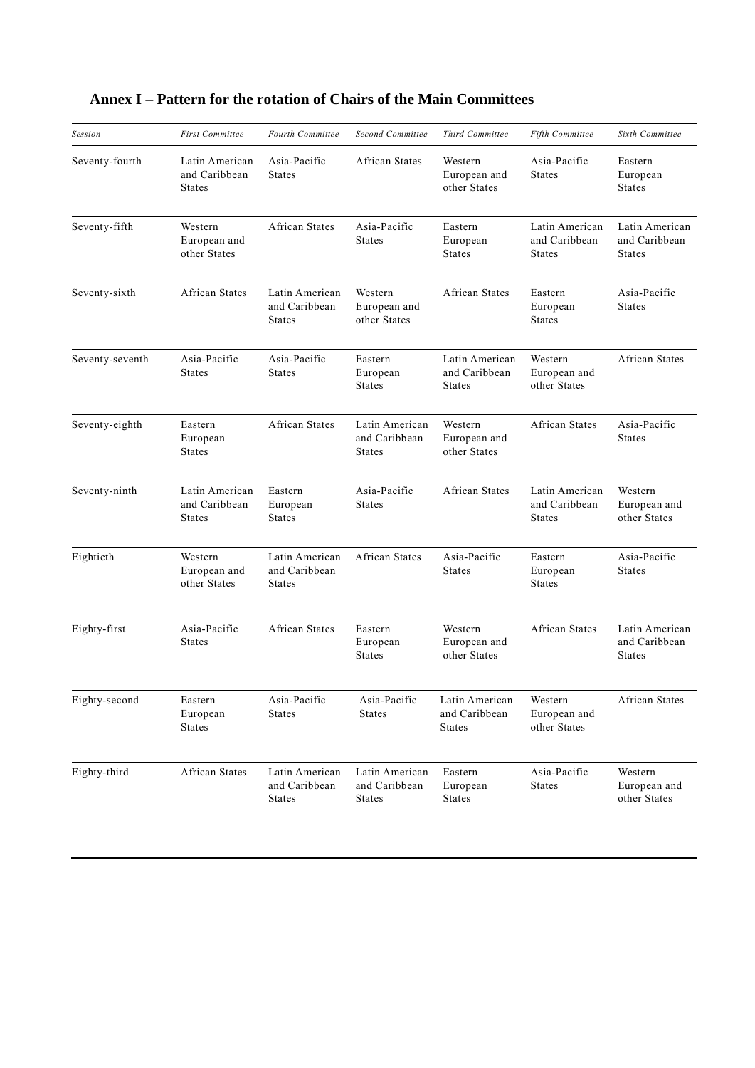## Annex I – Pattern for the rotation of Chairs of the Main Committees

| *Session* | *First Committee* | *Fourth Committee* | *Second Committee* | *Third Committee* | *Fifth Committee* | *Sixth Committee* |
|---|---|---|---|---|---|---|
| Seventy-fourth | Latin American and Caribbean States | Asia-Pacific States | African States | Western European and other States | Asia-Pacific States | Eastern European States |
| Seventy-fifth | Western European and other States | African States | Asia-Pacific States | Eastern European States | Latin American and Caribbean States | Latin American and Caribbean States |
| Seventy-sixth | African States | Latin American and Caribbean States | Western European and other States | African States | Eastern European States | Asia-Pacific States |
| Seventy-seventh | Asia-Pacific States | Asia-Pacific States | Eastern European States | Latin American and Caribbean States | Western European and other States | African States |
| Seventy-eighth | Eastern European States | African States | Latin American and Caribbean States | Western European and other States | African States | Asia-Pacific States |
| Seventy-ninth | Latin American and Caribbean States | Eastern European States | Asia-Pacific States | African States | Latin American and Caribbean States | Western European and other States |
| Eightieth | Western European and other States | Latin American and Caribbean States | African States | Asia-Pacific States | Eastern European States | Asia-Pacific States |
| Eighty-first | Asia-Pacific States | African States | Eastern European States | Western European and other States | African States | Latin American and Caribbean States |
| Eighty-second | Eastern European States | Asia-Pacific States | Asia-Pacific States | Latin American and Caribbean States | Western European and other States | African States |
| Eighty-third | African States | Latin American and Caribbean States | Latin American and Caribbean States | Eastern European States | Asia-Pacific States | Western European and other States |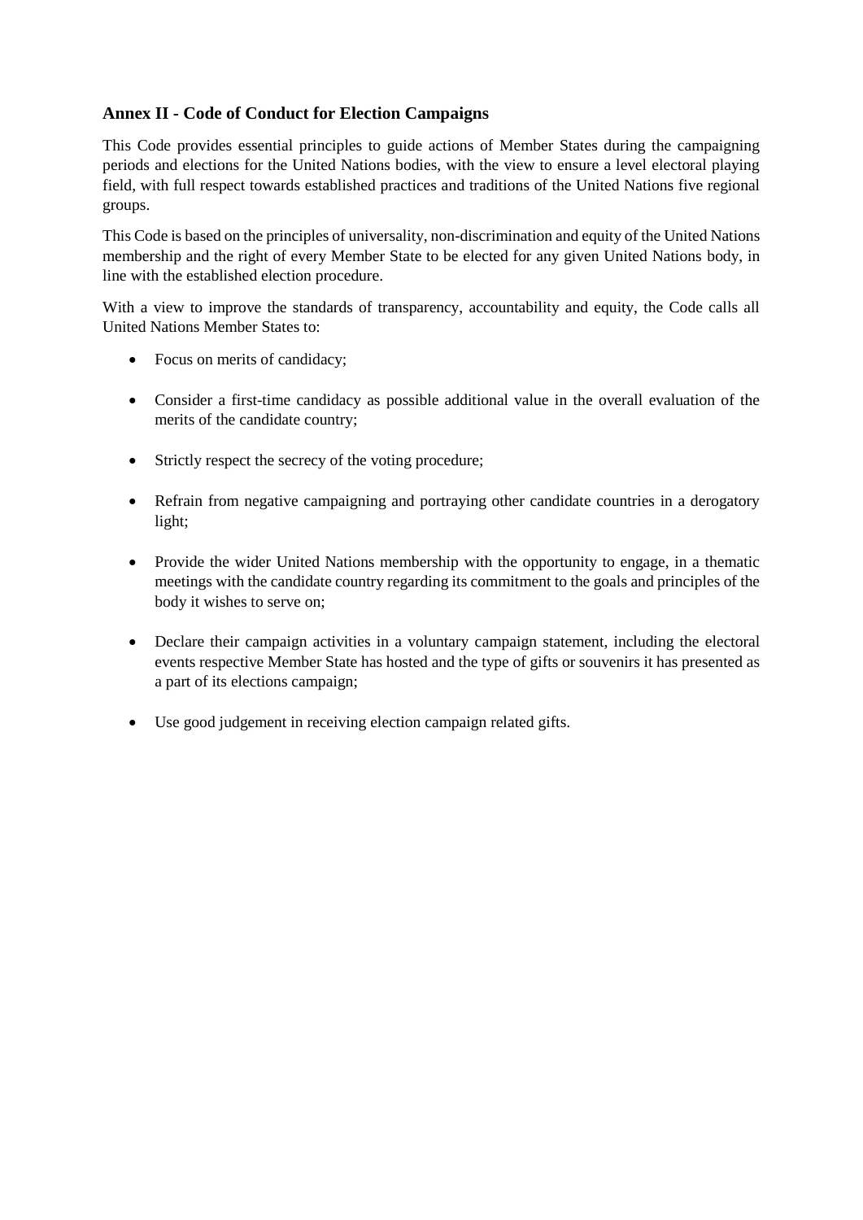## Annex II - Code of Conduct for Election Campaigns

This Code provides essential principles to guide actions of Member States during the campaigning periods and elections for the United Nations bodies, with the view to ensure a level electoral playing field, with full respect towards established practices and traditions of the United Nations five regional groups.

This Code is based on the principles of universality, non-discrimination and equity of the United Nations membership and the right of every Member State to be elected for any given United Nations body, in line with the established election procedure.

With a view to improve the standards of transparency, accountability and equity, the Code calls all United Nations Member States to:

- Focus on merits of candidacy;
- Consider a first-time candidacy as possible additional value in the overall evaluation of the merits of the candidate country;
- Strictly respect the secrecy of the voting procedure;
- Refrain from negative campaigning and portraying other candidate countries in a derogatory light;
- Provide the wider United Nations membership with the opportunity to engage, in a thematic meetings with the candidate country regarding its commitment to the goals and principles of the body it wishes to serve on;
- Declare their campaign activities in a voluntary campaign statement, including the electoral events respective Member State has hosted and the type of gifts or souvenirs it has presented as a part of its elections campaign;
- Use good judgement in receiving election campaign related gifts.